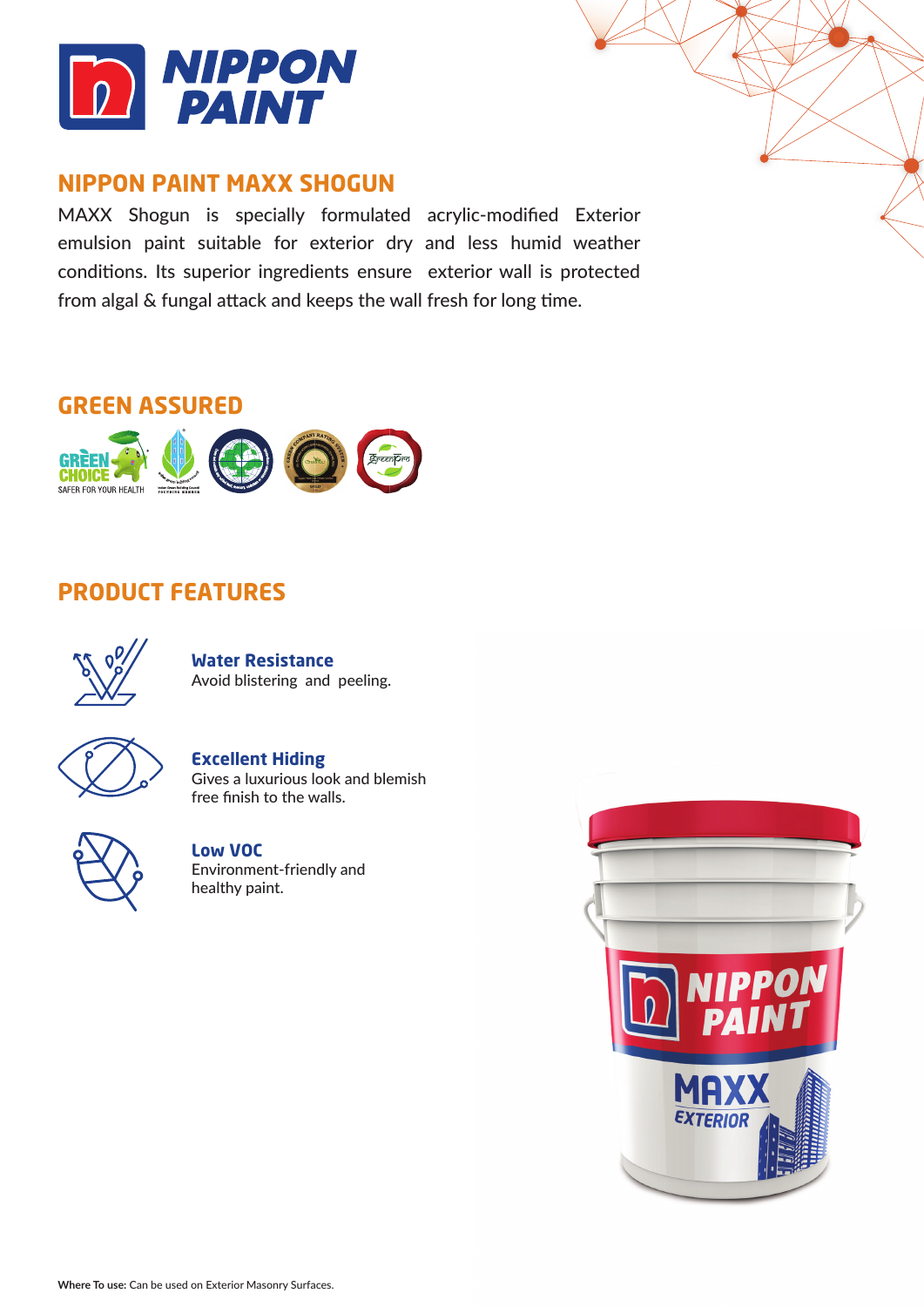# NIPPON PAINT

## NIPPON PAINT MAXX SHOGUN

MAXX Shogun is specially formulated acrylic-modified Exterior emulsion paint suitable for exterior dry and less humid weather conditions. Its superior ingredients ensure exterior wall is protected from algal & fungal attack and keeps the wall fresh for long time.

## GREEN ASSURED

## PRODUCT FEATURES

**Water Resistance**
Avoid blistering and peeling.

**Excellent Hiding**
Gives a luxurious look and blemish free finish to the walls.

**Low VOC**
Environment-friendly and healthy paint.

**Where To use:** Can be used on Exterior Masonry Surfaces.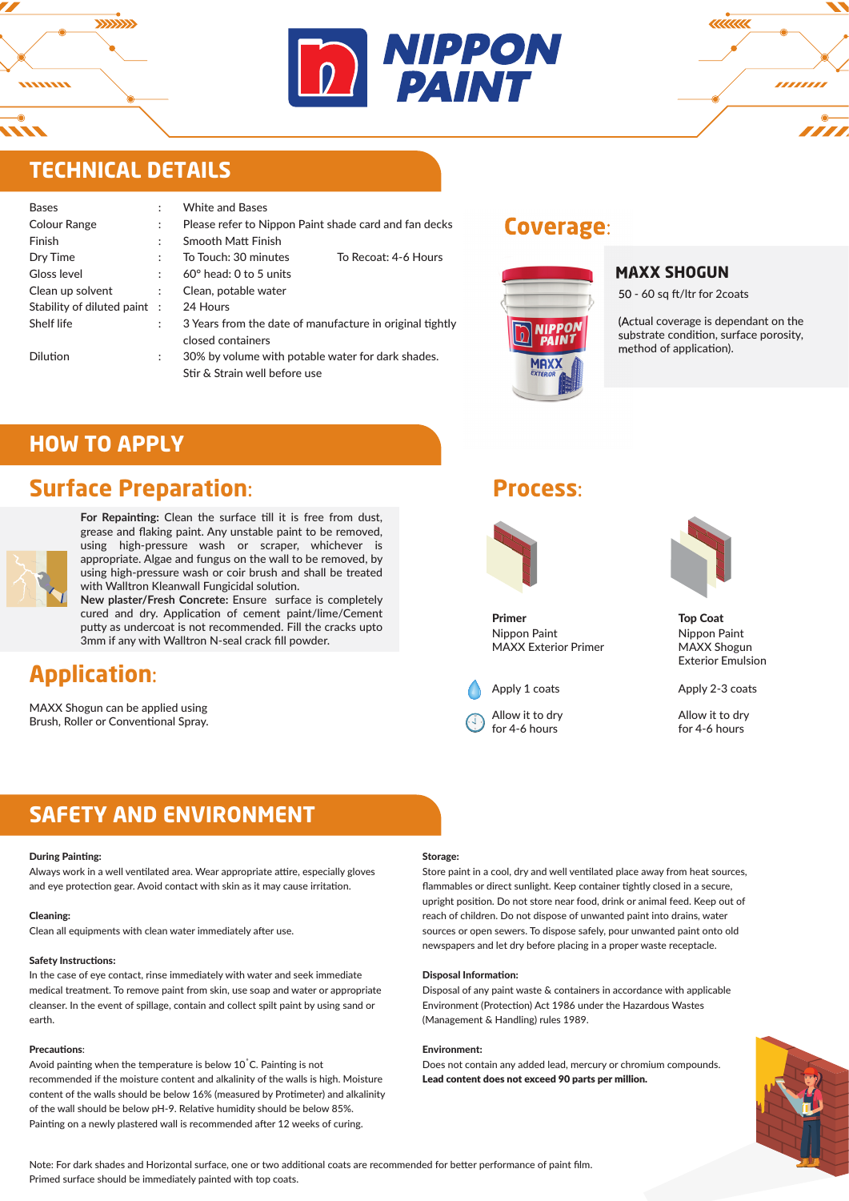# NIPPON PAINT

## TECHNICAL DETAILS

| | | |
|---|---|---|
| Bases | : | White and Bases |
| Colour Range | : | Please refer to Nippon Paint shade card and fan decks |
| Finish | : | Smooth Matt Finish |
| Dry Time | : | To Touch: 30 minutes        To Recoat: 4-6 Hours |
| Gloss level | : | 60° head: 0 to 5 units |
| Clean up solvent | : | Clean, potable water |
| Stability of diluted paint | : | 24 Hours |
| Shelf life | : | 3 Years from the date of manufacture in original tightly closed containers |
| Dilution | : | 30% by volume with potable water for dark shades. Stir & Strain well before use |

## Coverage:

### MAXX SHOGUN

50 - 60 sq ft/ltr for 2coats

(Actual coverage is dependant on the substrate condition, surface porosity, method of application).

## HOW TO APPLY

### Surface Preparation:

**For Repainting:** Clean the surface till it is free from dust, grease and flaking paint. Any unstable paint to be removed, using high-pressure wash or scraper, whichever is appropriate. Algae and fungus on the wall to be removed, by using high-pressure wash or coir brush and shall be treated with Walltron Kleanwall Fungicidal solution.
**New plaster/Fresh Concrete:** Ensure surface is completely cured and dry. Application of cement paint/lime/Cement putty as undercoat is not recommended. Fill the cracks upto 3mm if any with Walltron N-seal crack fill powder.

### Application:

MAXX Shogun can be applied using Brush, Roller or Conventional Spray.

### Process:

| | Primer | Top Coat |
|---|---|---|
| | Nippon Paint MAXX Exterior Primer | Nippon Paint MAXX Shogun Exterior Emulsion |
| Coats | Apply 1 coats | Apply 2-3 coats |
| Drying | Allow it to dry for 4-6 hours | Allow it to dry for 4-6 hours |

## SAFETY AND ENVIRONMENT

**During Painting:**
Always work in a well ventilated area. Wear appropriate attire, especially gloves and eye protection gear. Avoid contact with skin as it may cause irritation.

**Cleaning:**
Clean all equipments with clean water immediately after use.

**Safety Instructions:**
In the case of eye contact, rinse immediately with water and seek immediate medical treatment. To remove paint from skin, use soap and water or appropriate cleanser. In the event of spillage, contain and collect spilt paint by using sand or earth.

**Precautions:**
Avoid painting when the temperature is below 10°C. Painting is not recommended if the moisture content and alkalinity of the walls is high. Moisture content of the walls should be below 16% (measured by Protimeter) and alkalinity of the wall should be below pH-9. Relative humidity should be below 85%. Painting on a newly plastered wall is recommended after 12 weeks of curing.

**Storage:**
Store paint in a cool, dry and well ventilated place away from heat sources, flammables or direct sunlight. Keep container tightly closed in a secure, upright position. Do not store near food, drink or animal feed. Keep out of reach of children. Do not dispose of unwanted paint into drains, water sources or open sewers. To dispose safely, pour unwanted paint onto old newspapers and let dry before placing in a proper waste receptacle.

**Disposal Information:**
Disposal of any paint waste & containers in accordance with applicable Environment (Protection) Act 1986 under the Hazardous Wastes (Management & Handling) rules 1989.

**Environment:**
Does not contain any added lead, mercury or chromium compounds.
**Lead content does not exceed 90 parts per million.**

Note: For dark shades and Horizontal surface, one or two additional coats are recommended for better performance of paint film.
Primed surface should be immediately painted with top coats.